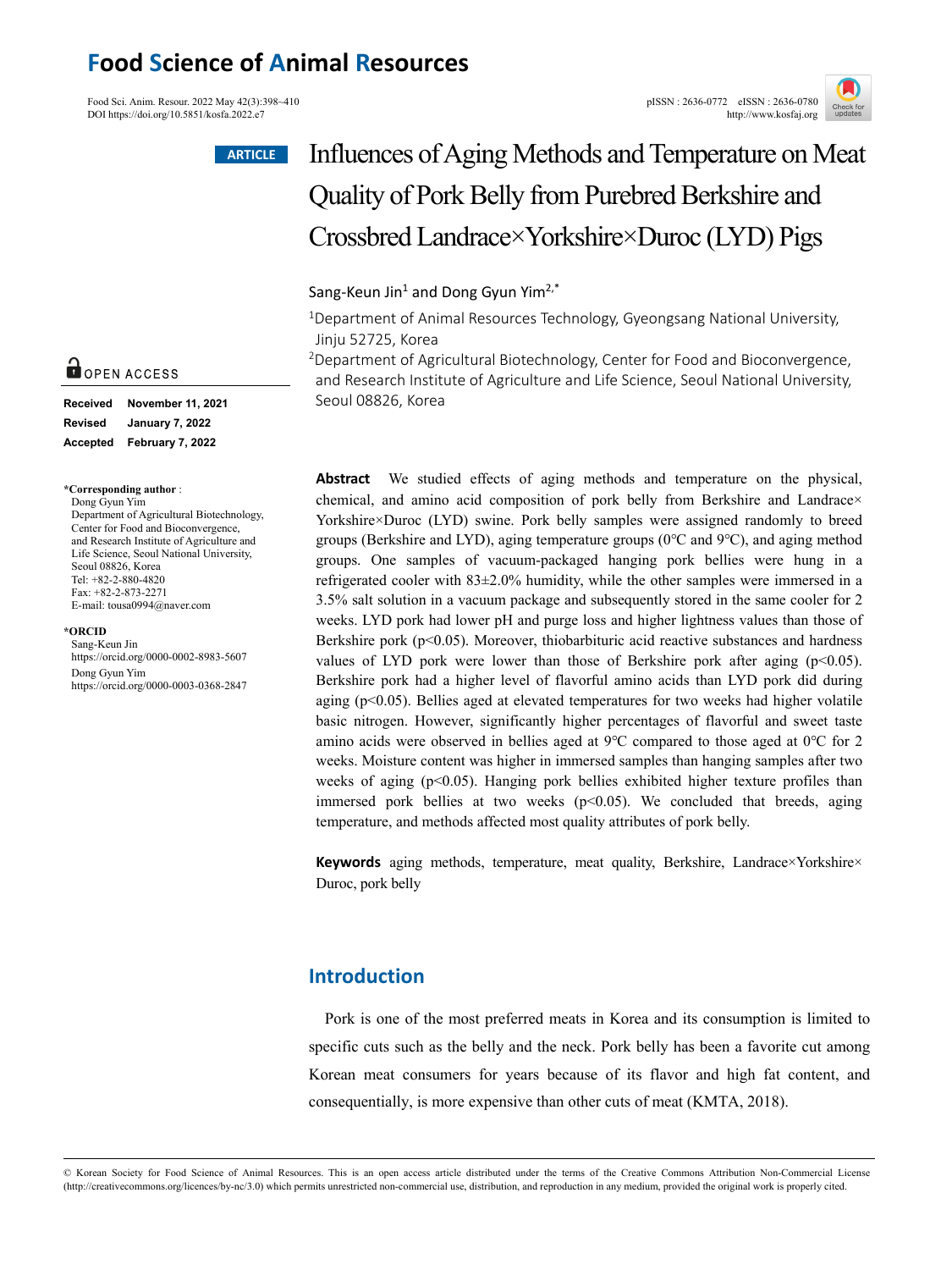# Food Science of Animal Resources

Food Sci. Anim. Resour. 2022 May 42(3):398~410
DOI https://doi.org/10.5851/kosfa.2022.e7

pISSN : 2636-0772 eISSN : 2636-0780
http://www.kosfaj.org

ARTICLE

# Influences of Aging Methods and Temperature on Meat Quality of Pork Belly from Purebred Berkshire and Crossbred Landrace×Yorkshire×Duroc (LYD) Pigs

Sang-Keun Jin[1] and Dong Gyun Yim[2,*]

[1]Department of Animal Resources Technology, Gyeongsang National University, Jinju 52725, Korea

[2]Department of Agricultural Biotechnology, Center for Food and Bioconvergence, and Research Institute of Agriculture and Life Science, Seoul National University, Seoul 08826, Korea

OPEN ACCESS

**Received** November 11, 2021
**Revised** January 7, 2022
**Accepted** February 7, 2022

**\*Corresponding author** :
Dong Gyun Yim
Department of Agricultural Biotechnology, Center for Food and Bioconvergence, and Research Institute of Agriculture and Life Science, Seoul National University, Seoul 08826, Korea
Tel: +82-2-880-4820
Fax: +82-2-873-2271
E-mail: tousa0994@naver.com

**\*ORCID**
Sang-Keun Jin
https://orcid.org/0000-0002-8983-5607
Dong Gyun Yim
https://orcid.org/0000-0003-0368-2847

**Abstract** We studied effects of aging methods and temperature on the physical, chemical, and amino acid composition of pork belly from Berkshire and Landrace×Yorkshire×Duroc (LYD) swine. Pork belly samples were assigned randomly to breed groups (Berkshire and LYD), aging temperature groups (0°C and 9°C), and aging method groups. One samples of vacuum-packaged hanging pork bellies were hung in a refrigerated cooler with 83±2.0% humidity, while the other samples were immersed in a 3.5% salt solution in a vacuum package and subsequently stored in the same cooler for 2 weeks. LYD pork had lower pH and purge loss and higher lightness values than those of Berkshire pork ($p<0.05$). Moreover, thiobarbituric acid reactive substances and hardness values of LYD pork were lower than those of Berkshire pork after aging ($p<0.05$). Berkshire pork had a higher level of flavorful amino acids than LYD pork did during aging ($p<0.05$). Bellies aged at elevated temperatures for two weeks had higher volatile basic nitrogen. However, significantly higher percentages of flavorful and sweet taste amino acids were observed in bellies aged at 9°C compared to those aged at 0°C for 2 weeks. Moisture content was higher in immersed samples than hanging samples after two weeks of aging ($p<0.05$). Hanging pork bellies exhibited higher texture profiles than immersed pork bellies at two weeks ($p<0.05$). We concluded that breeds, aging temperature, and methods affected most quality attributes of pork belly.

**Keywords** aging methods, temperature, meat quality, Berkshire, Landrace×Yorkshire×Duroc, pork belly

## Introduction

Pork is one of the most preferred meats in Korea and its consumption is limited to specific cuts such as the belly and the neck. Pork belly has been a favorite cut among Korean meat consumers for years because of its flavor and high fat content, and consequentially, is more expensive than other cuts of meat (KMTA, 2018).

© Korean Society for Food Science of Animal Resources. This is an open access article distributed under the terms of the Creative Commons Attribution Non-Commercial License (http://creativecommons.org/licences/by-nc/3.0) which permits unrestricted non-commercial use, distribution, and reproduction in any medium, provided the original work is properly cited.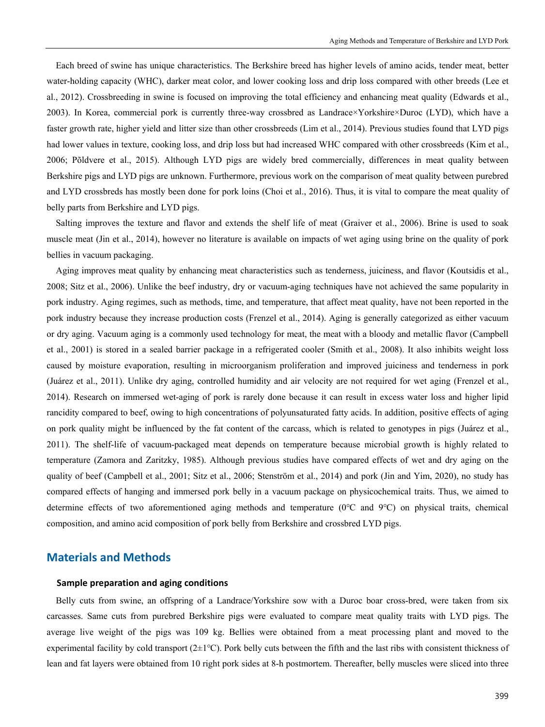Each breed of swine has unique characteristics. The Berkshire breed has higher levels of amino acids, tender meat, better water-holding capacity (WHC), darker meat color, and lower cooking loss and drip loss compared with other breeds (Lee et al., 2012). Crossbreeding in swine is focused on improving the total efficiency and enhancing meat quality (Edwards et al., 2003). In Korea, commercial pork is currently three-way crossbred as Landrace×Yorkshire×Duroc (LYD), which have a faster growth rate, higher yield and litter size than other crossbreeds (Lim et al., 2014). Previous studies found that LYD pigs had lower values in texture, cooking loss, and drip loss but had increased WHC compared with other crossbreeds (Kim et al., 2006; Põldvere et al., 2015). Although LYD pigs are widely bred commercially, differences in meat quality between Berkshire pigs and LYD pigs are unknown. Furthermore, previous work on the comparison of meat quality between purebred and LYD crossbreds has mostly been done for pork loins (Choi et al., 2016). Thus, it is vital to compare the meat quality of belly parts from Berkshire and LYD pigs.

Salting improves the texture and flavor and extends the shelf life of meat (Graiver et al., 2006). Brine is used to soak muscle meat (Jin et al., 2014), however no literature is available on impacts of wet aging using brine on the quality of pork bellies in vacuum packaging.

Aging improves meat quality by enhancing meat characteristics such as tenderness, juiciness, and flavor (Koutsidis et al., 2008; Sitz et al., 2006). Unlike the beef industry, dry or vacuum-aging techniques have not achieved the same popularity in pork industry. Aging regimes, such as methods, time, and temperature, that affect meat quality, have not been reported in the pork industry because they increase production costs (Frenzel et al., 2014). Aging is generally categorized as either vacuum or dry aging. Vacuum aging is a commonly used technology for meat, the meat with a bloody and metallic flavor (Campbell et al., 2001) is stored in a sealed barrier package in a refrigerated cooler (Smith et al., 2008). It also inhibits weight loss caused by moisture evaporation, resulting in microorganism proliferation and improved juiciness and tenderness in pork (Juárez et al., 2011). Unlike dry aging, controlled humidity and air velocity are not required for wet aging (Frenzel et al., 2014). Research on immersed wet-aging of pork is rarely done because it can result in excess water loss and higher lipid rancidity compared to beef, owing to high concentrations of polyunsaturated fatty acids. In addition, positive effects of aging on pork quality might be influenced by the fat content of the carcass, which is related to genotypes in pigs (Juárez et al., 2011). The shelf-life of vacuum-packaged meat depends on temperature because microbial growth is highly related to temperature (Zamora and Zaritzky, 1985). Although previous studies have compared effects of wet and dry aging on the quality of beef (Campbell et al., 2001; Sitz et al., 2006; Stenström et al., 2014) and pork (Jin and Yim, 2020), no study has compared effects of hanging and immersed pork belly in a vacuum package on physicochemical traits. Thus, we aimed to determine effects of two aforementioned aging methods and temperature (0°C and 9°C) on physical traits, chemical composition, and amino acid composition of pork belly from Berkshire and crossbred LYD pigs.

## Materials and Methods

### Sample preparation and aging conditions

Belly cuts from swine, an offspring of a Landrace/Yorkshire sow with a Duroc boar cross-bred, were taken from six carcasses. Same cuts from purebred Berkshire pigs were evaluated to compare meat quality traits with LYD pigs. The average live weight of the pigs was 109 kg. Bellies were obtained from a meat processing plant and moved to the experimental facility by cold transport (2±1°C). Pork belly cuts between the fifth and the last ribs with consistent thickness of lean and fat layers were obtained from 10 right pork sides at 8-h postmortem. Thereafter, belly muscles were sliced into three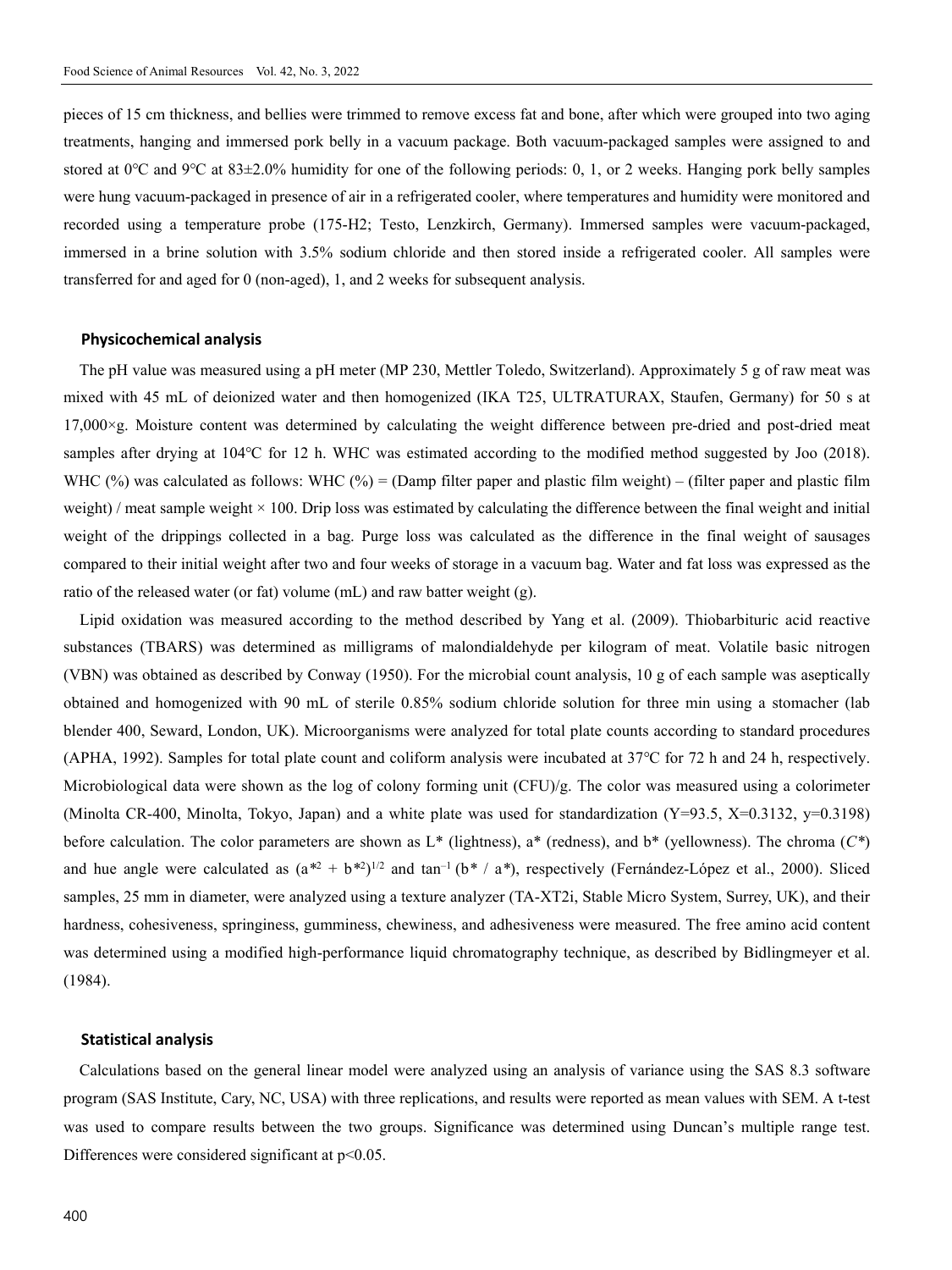pieces of 15 cm thickness, and bellies were trimmed to remove excess fat and bone, after which were grouped into two aging treatments, hanging and immersed pork belly in a vacuum package. Both vacuum-packaged samples were assigned to and stored at 0℃ and 9℃ at 83±2.0% humidity for one of the following periods: 0, 1, or 2 weeks. Hanging pork belly samples were hung vacuum-packaged in presence of air in a refrigerated cooler, where temperatures and humidity were monitored and recorded using a temperature probe (175-H2; Testo, Lenzkirch, Germany). Immersed samples were vacuum-packaged, immersed in a brine solution with 3.5% sodium chloride and then stored inside a refrigerated cooler. All samples were transferred for and aged for 0 (non-aged), 1, and 2 weeks for subsequent analysis.

### Physicochemical analysis

The pH value was measured using a pH meter (MP 230, Mettler Toledo, Switzerland). Approximately 5 g of raw meat was mixed with 45 mL of deionized water and then homogenized (IKA T25, ULTRATURAX, Staufen, Germany) for 50 s at 17,000×g. Moisture content was determined by calculating the weight difference between pre-dried and post-dried meat samples after drying at 104℃ for 12 h. WHC was estimated according to the modified method suggested by Joo (2018). WHC (%) was calculated as follows: WHC (%) = (Damp filter paper and plastic film weight) – (filter paper and plastic film weight) / meat sample weight × 100. Drip loss was estimated by calculating the difference between the final weight and initial weight of the drippings collected in a bag. Purge loss was calculated as the difference in the final weight of sausages compared to their initial weight after two and four weeks of storage in a vacuum bag. Water and fat loss was expressed as the ratio of the released water (or fat) volume (mL) and raw batter weight (g).

Lipid oxidation was measured according to the method described by Yang et al. (2009). Thiobarbituric acid reactive substances (TBARS) was determined as milligrams of malondialdehyde per kilogram of meat. Volatile basic nitrogen (VBN) was obtained as described by Conway (1950). For the microbial count analysis, 10 g of each sample was aseptically obtained and homogenized with 90 mL of sterile 0.85% sodium chloride solution for three min using a stomacher (lab blender 400, Seward, London, UK). Microorganisms were analyzed for total plate counts according to standard procedures (APHA, 1992). Samples for total plate count and coliform analysis were incubated at 37℃ for 72 h and 24 h, respectively. Microbiological data were shown as the log of colony forming unit (CFU)/g. The color was measured using a colorimeter (Minolta CR-400, Minolta, Tokyo, Japan) and a white plate was used for standardization (Y=93.5, X=0.3132, y=0.3198) before calculation. The color parameters are shown as L* (lightness), a* (redness), and b* (yellowness). The chroma ($C^*$) and hue angle were calculated as $(a^{*2} + b^{*2})^{1/2}$ and $\tan^{-1}(b^* / a^*)$, respectively (Fernández-López et al., 2000). Sliced samples, 25 mm in diameter, were analyzed using a texture analyzer (TA-XT2i, Stable Micro System, Surrey, UK), and their hardness, cohesiveness, springiness, gumminess, chewiness, and adhesiveness were measured. The free amino acid content was determined using a modified high-performance liquid chromatography technique, as described by Bidlingmeyer et al. (1984).

### Statistical analysis

Calculations based on the general linear model were analyzed using an analysis of variance using the SAS 8.3 software program (SAS Institute, Cary, NC, USA) with three replications, and results were reported as mean values with SEM. A t-test was used to compare results between the two groups. Significance was determined using Duncan's multiple range test. Differences were considered significant at $p<0.05$.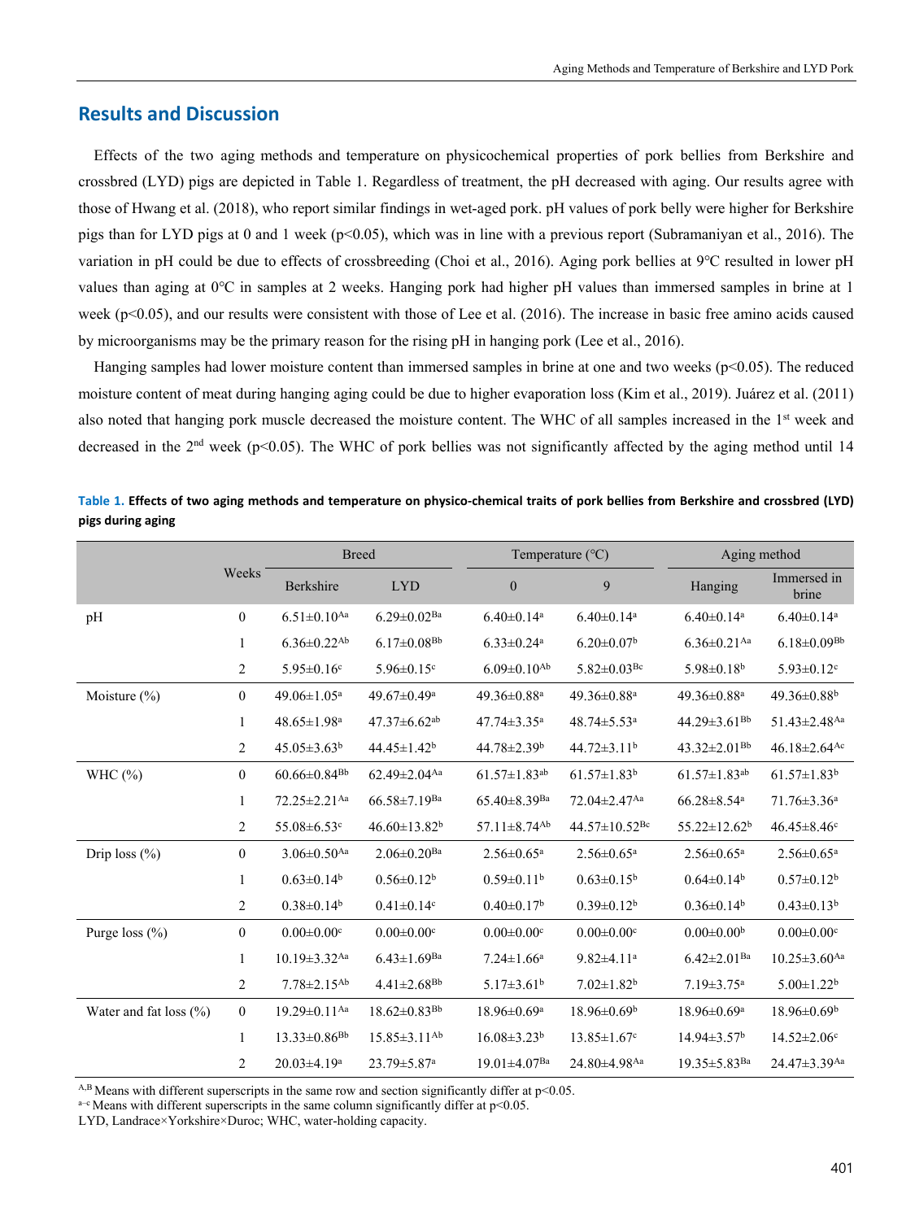## Results and Discussion

Effects of the two aging methods and temperature on physicochemical properties of pork bellies from Berkshire and crossbred (LYD) pigs are depicted in Table 1. Regardless of treatment, the pH decreased with aging. Our results agree with those of Hwang et al. (2018), who report similar findings in wet-aged pork. pH values of pork belly were higher for Berkshire pigs than for LYD pigs at 0 and 1 week ($p<0.05$), which was in line with a previous report (Subramaniyan et al., 2016). The variation in pH could be due to effects of crossbreeding (Choi et al., 2016). Aging pork bellies at 9℃ resulted in lower pH values than aging at 0℃ in samples at 2 weeks. Hanging pork had higher pH values than immersed samples in brine at 1 week ($p<0.05$), and our results were consistent with those of Lee et al. (2016). The increase in basic free amino acids caused by microorganisms may be the primary reason for the rising pH in hanging pork (Lee et al., 2016).

Hanging samples had lower moisture content than immersed samples in brine at one and two weeks ($p<0.05$). The reduced moisture content of meat during hanging aging could be due to higher evaporation loss (Kim et al., 2019). Juárez et al. (2011) also noted that hanging pork muscle decreased the moisture content. The WHC of all samples increased in the 1st week and decreased in the 2nd week ($p<0.05$). The WHC of pork bellies was not significantly affected by the aging method until 14

**Table 1. Effects of two aging methods and temperature on physico-chemical traits of pork bellies from Berkshire and crossbred (LYD) pigs during aging**

| | Weeks | Breed | | Temperature (℃) | | Aging method | |
|---|---|---|---|---|---|---|---|
| | | Berkshire | LYD | 0 | 9 | Hanging | Immersed in brine |
| pH | 0 | 6.51±0.10$^{Aa}$ | 6.29±0.02$^{Ba}$ | 6.40±0.14$^{a}$ | 6.40±0.14$^{a}$ | 6.40±0.14$^{a}$ | 6.40±0.14$^{a}$ |
| | 1 | 6.36±0.22$^{Ab}$ | 6.17±0.08$^{Bb}$ | 6.33±0.24$^{a}$ | 6.20±0.07$^{b}$ | 6.36±0.21$^{Aa}$ | 6.18±0.09$^{Bb}$ |
| | 2 | 5.95±0.16$^{c}$ | 5.96±0.15$^{c}$ | 6.09±0.10$^{Ab}$ | 5.82±0.03$^{Bc}$ | 5.98±0.18$^{b}$ | 5.93±0.12$^{c}$ |
| Moisture (%) | 0 | 49.06±1.05$^{a}$ | 49.67±0.49$^{a}$ | 49.36±0.88$^{a}$ | 49.36±0.88$^{a}$ | 49.36±0.88$^{a}$ | 49.36±0.88$^{b}$ |
| | 1 | 48.65±1.98$^{a}$ | 47.37±6.62$^{ab}$ | 47.74±3.35$^{a}$ | 48.74±5.53$^{a}$ | 44.29±3.61$^{Bb}$ | 51.43±2.48$^{Aa}$ |
| | 2 | 45.05±3.63$^{b}$ | 44.45±1.42$^{b}$ | 44.78±2.39$^{b}$ | 44.72±3.11$^{b}$ | 43.32±2.01$^{Bb}$ | 46.18±2.64$^{Ac}$ |
| WHC (%) | 0 | 60.66±0.84$^{Bb}$ | 62.49±2.04$^{Aa}$ | 61.57±1.83$^{ab}$ | 61.57±1.83$^{b}$ | 61.57±1.83$^{ab}$ | 61.57±1.83$^{b}$ |
| | 1 | 72.25±2.21$^{Aa}$ | 66.58±7.19$^{Ba}$ | 65.40±8.39$^{Ba}$ | 72.04±2.47$^{Aa}$ | 66.28±8.54$^{a}$ | 71.76±3.36$^{a}$ |
| | 2 | 55.08±6.53$^{c}$ | 46.60±13.82$^{b}$ | 57.11±8.74$^{Ab}$ | 44.57±10.52$^{Bc}$ | 55.22±12.62$^{b}$ | 46.45±8.46$^{c}$ |
| Drip loss (%) | 0 | 3.06±0.50$^{Aa}$ | 2.06±0.20$^{Ba}$ | 2.56±0.65$^{a}$ | 2.56±0.65$^{a}$ | 2.56±0.65$^{a}$ | 2.56±0.65$^{a}$ |
| | 1 | 0.63±0.14$^{b}$ | 0.56±0.12$^{b}$ | 0.59±0.11$^{b}$ | 0.63±0.15$^{b}$ | 0.64±0.14$^{b}$ | 0.57±0.12$^{b}$ |
| | 2 | 0.38±0.14$^{b}$ | 0.41±0.14$^{c}$ | 0.40±0.17$^{b}$ | 0.39±0.12$^{b}$ | 0.36±0.14$^{b}$ | 0.43±0.13$^{b}$ |
| Purge loss (%) | 0 | 0.00±0.00$^{c}$ | 0.00±0.00$^{c}$ | 0.00±0.00$^{c}$ | 0.00±0.00$^{c}$ | 0.00±0.00$^{b}$ | 0.00±0.00$^{c}$ |
| | 1 | 10.19±3.32$^{Aa}$ | 6.43±1.69$^{Ba}$ | 7.24±1.66$^{a}$ | 9.82±4.11$^{a}$ | 6.42±2.01$^{Ba}$ | 10.25±3.60$^{Aa}$ |
| | 2 | 7.78±2.15$^{Ab}$ | 4.41±2.68$^{Bb}$ | 5.17±3.61$^{b}$ | 7.02±1.82$^{b}$ | 7.19±3.75$^{a}$ | 5.00±1.22$^{b}$ |
| Water and fat loss (%) | 0 | 19.29±0.11$^{Aa}$ | 18.62±0.83$^{Bb}$ | 18.96±0.69$^{a}$ | 18.96±0.69$^{b}$ | 18.96±0.69$^{a}$ | 18.96±0.69$^{b}$ |
| | 1 | 13.33±0.86$^{Bb}$ | 15.85±3.11$^{Ab}$ | 16.08±3.23$^{b}$ | 13.85±1.67$^{c}$ | 14.94±3.57$^{b}$ | 14.52±2.06$^{c}$ |
| | 2 | 20.03±4.19$^{a}$ | 23.79±5.87$^{a}$ | 19.01±4.07$^{Ba}$ | 24.80±4.98$^{Aa}$ | 19.35±5.83$^{Ba}$ | 24.47±3.39$^{Aa}$ |

$^{A,B}$ Means with different superscripts in the same row and section significantly differ at $p<0.05$.
$^{a–c}$ Means with different superscripts in the same column significantly differ at $p<0.05$.
LYD, Landrace×Yorkshire×Duroc; WHC, water-holding capacity.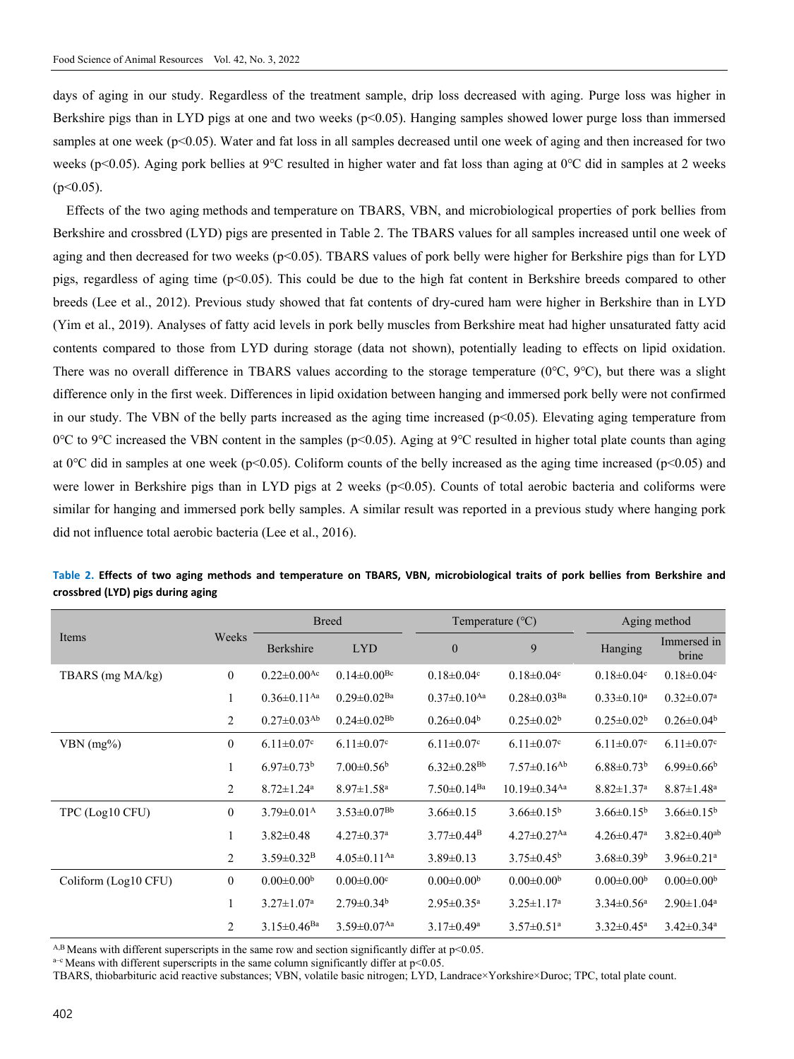days of aging in our study. Regardless of the treatment sample, drip loss decreased with aging. Purge loss was higher in Berkshire pigs than in LYD pigs at one and two weeks ($p<0.05$). Hanging samples showed lower purge loss than immersed samples at one week ($p<0.05$). Water and fat loss in all samples decreased until one week of aging and then increased for two weeks ($p<0.05$). Aging pork bellies at 9℃ resulted in higher water and fat loss than aging at 0℃ did in samples at 2 weeks ($p<0.05$).

Effects of the two aging methods and temperature on TBARS, VBN, and microbiological properties of pork bellies from Berkshire and crossbred (LYD) pigs are presented in Table 2. The TBARS values for all samples increased until one week of aging and then decreased for two weeks ($p<0.05$). TBARS values of pork belly were higher for Berkshire pigs than for LYD pigs, regardless of aging time ($p<0.05$). This could be due to the high fat content in Berkshire breeds compared to other breeds (Lee et al., 2012). Previous study showed that fat contents of dry-cured ham were higher in Berkshire than in LYD (Yim et al., 2019). Analyses of fatty acid levels in pork belly muscles from Berkshire meat had higher unsaturated fatty acid contents compared to those from LYD during storage (data not shown), potentially leading to effects on lipid oxidation. There was no overall difference in TBARS values according to the storage temperature (0℃, 9℃), but there was a slight difference only in the first week. Differences in lipid oxidation between hanging and immersed pork belly were not confirmed in our study. The VBN of the belly parts increased as the aging time increased ($p<0.05$). Elevating aging temperature from 0℃ to 9℃ increased the VBN content in the samples ($p<0.05$). Aging at 9℃ resulted in higher total plate counts than aging at 0℃ did in samples at one week ($p<0.05$). Coliform counts of the belly increased as the aging time increased ($p<0.05$) and were lower in Berkshire pigs than in LYD pigs at 2 weeks ($p<0.05$). Counts of total aerobic bacteria and coliforms were similar for hanging and immersed pork belly samples. A similar result was reported in a previous study where hanging pork did not influence total aerobic bacteria (Lee et al., 2016).

**Table 2. Effects of two aging methods and temperature on TBARS, VBN, microbiological traits of pork bellies from Berkshire and crossbred (LYD) pigs during aging**

| Items | Weeks | Breed | | Temperature (℃) | | Aging method | |
|---|---|---|---|---|---|---|---|
| | | Berkshire | LYD | 0 | 9 | Hanging | Immersed in brine |
| TBARS (mg MA/kg) | 0 | 0.22±0.00$^{Ac}$ | 0.14±0.00$^{Bc}$ | 0.18±0.04$^{c}$ | 0.18±0.04$^{c}$ | 0.18±0.04$^{c}$ | 0.18±0.04$^{c}$ |
| | 1 | 0.36±0.11$^{Aa}$ | 0.29±0.02$^{Ba}$ | 0.37±0.10$^{Aa}$ | 0.28±0.03$^{Ba}$ | 0.33±0.10$^{a}$ | 0.32±0.07$^{a}$ |
| | 2 | 0.27±0.03$^{Ab}$ | 0.24±0.02$^{Bb}$ | 0.26±0.04$^{b}$ | 0.25±0.02$^{b}$ | 0.25±0.02$^{b}$ | 0.26±0.04$^{b}$ |
| VBN (mg%) | 0 | 6.11±0.07$^{c}$ | 6.11±0.07$^{c}$ | 6.11±0.07$^{c}$ | 6.11±0.07$^{c}$ | 6.11±0.07$^{c}$ | 6.11±0.07$^{c}$ |
| | 1 | 6.97±0.73$^{b}$ | 7.00±0.56$^{b}$ | 6.32±0.28$^{Bb}$ | 7.57±0.16$^{Ab}$ | 6.88±0.73$^{b}$ | 6.99±0.66$^{b}$ |
| | 2 | 8.72±1.24$^{a}$ | 8.97±1.58$^{a}$ | 7.50±0.14$^{Ba}$ | 10.19±0.34$^{Aa}$ | 8.82±1.37$^{a}$ | 8.87±1.48$^{a}$ |
| TPC (Log10 CFU) | 0 | 3.79±0.01$^{A}$ | 3.53±0.07$^{Bb}$ | 3.66±0.15 | 3.66±0.15$^{b}$ | 3.66±0.15$^{b}$ | 3.66±0.15$^{b}$ |
| | 1 | 3.82±0.48 | 4.27±0.37$^{a}$ | 3.77±0.44$^{B}$ | 4.27±0.27$^{Aa}$ | 4.26±0.47$^{a}$ | 3.82±0.40$^{ab}$ |
| | 2 | 3.59±0.32$^{B}$ | 4.05±0.11$^{Aa}$ | 3.89±0.13 | 3.75±0.45$^{b}$ | 3.68±0.39$^{b}$ | 3.96±0.21$^{a}$ |
| Coliform (Log10 CFU) | 0 | 0.00±0.00$^{b}$ | 0.00±0.00$^{c}$ | 0.00±0.00$^{b}$ | 0.00±0.00$^{b}$ | 0.00±0.00$^{b}$ | 0.00±0.00$^{b}$ |
| | 1 | 3.27±1.07$^{a}$ | 2.79±0.34$^{b}$ | 2.95±0.35$^{a}$ | 3.25±1.17$^{a}$ | 3.34±0.56$^{a}$ | 2.90±1.04$^{a}$ |
| | 2 | 3.15±0.46$^{Ba}$ | 3.59±0.07$^{Aa}$ | 3.17±0.49$^{a}$ | 3.57±0.51$^{a}$ | 3.32±0.45$^{a}$ | 3.42±0.34$^{a}$ |

$^{A,B}$ Means with different superscripts in the same row and section significantly differ at $p<0.05$.

$^{a–c}$ Means with different superscripts in the same column significantly differ at $p<0.05$.

TBARS, thiobarbituric acid reactive substances; VBN, volatile basic nitrogen; LYD, Landrace×Yorkshire×Duroc; TPC, total plate count.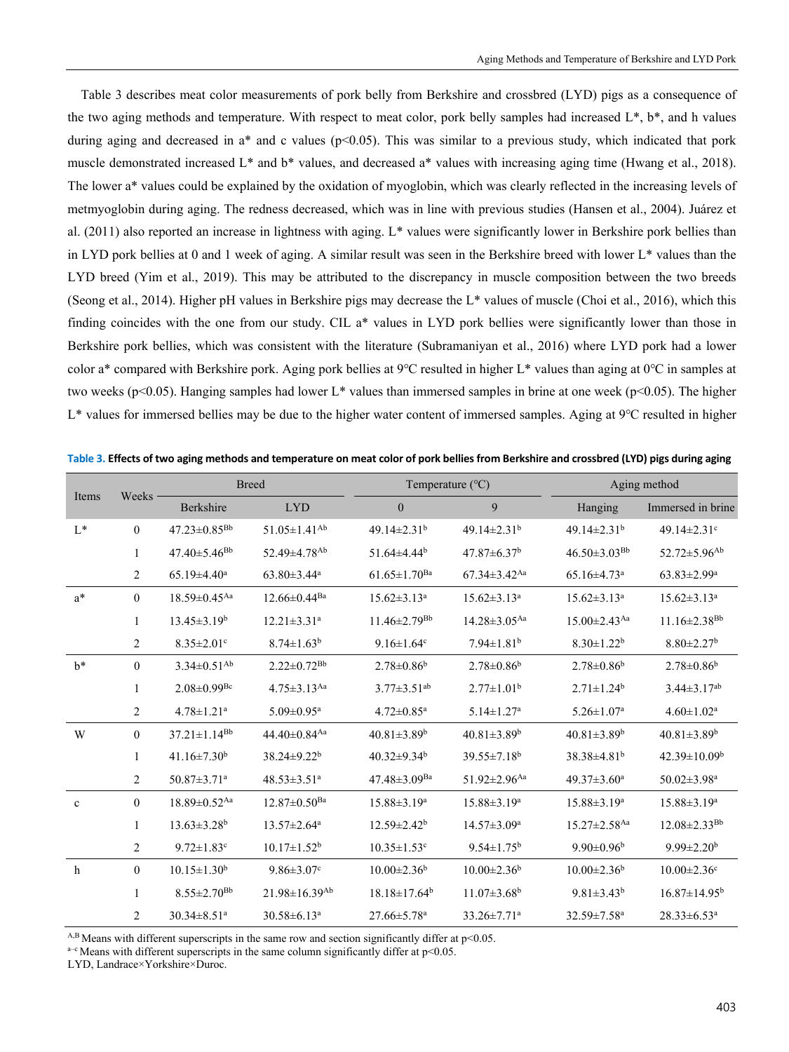Table 3 describes meat color measurements of pork belly from Berkshire and crossbred (LYD) pigs as a consequence of the two aging methods and temperature. With respect to meat color, pork belly samples had increased L*, b*, and h values during aging and decreased in a* and c values ($p<0.05$). This was similar to a previous study, which indicated that pork muscle demonstrated increased L* and b* values, and decreased a* values with increasing aging time (Hwang et al., 2018). The lower a* values could be explained by the oxidation of myoglobin, which was clearly reflected in the increasing levels of metmyoglobin during aging. The redness decreased, which was in line with previous studies (Hansen et al., 2004). Juárez et al. (2011) also reported an increase in lightness with aging. L* values were significantly lower in Berkshire pork bellies than in LYD pork bellies at 0 and 1 week of aging. A similar result was seen in the Berkshire breed with lower L* values than the LYD breed (Yim et al., 2019). This may be attributed to the discrepancy in muscle composition between the two breeds (Seong et al., 2014). Higher pH values in Berkshire pigs may decrease the L* values of muscle (Choi et al., 2016), which this finding coincides with the one from our study. CIL a* values in LYD pork bellies were significantly lower than those in Berkshire pork bellies, which was consistent with the literature (Subramaniyan et al., 2016) where LYD pork had a lower color a* compared with Berkshire pork. Aging pork bellies at 9℃ resulted in higher L* values than aging at 0℃ in samples at two weeks ($p<0.05$). Hanging samples had lower L* values than immersed samples in brine at one week ($p<0.05$). The higher L* values for immersed bellies may be due to the higher water content of immersed samples. Aging at 9℃ resulted in higher

**Table 3. Effects of two aging methods and temperature on meat color of pork bellies from Berkshire and crossbred (LYD) pigs during aging**

| Items | Weeks | Breed | | Temperature (℃) | | Aging method | |
|---|---|---|---|---|---|---|---|
| | | Berkshire | LYD | 0 | 9 | Hanging | Immersed in brine |
| L* | 0 | 47.23±0.85$^{Bb}$ | 51.05±1.41$^{Ab}$ | 49.14±2.31$^{b}$ | 49.14±2.31$^{b}$ | 49.14±2.31$^{b}$ | 49.14±2.31$^{c}$ |
| | 1 | 47.40±5.46$^{Bb}$ | 52.49±4.78$^{Ab}$ | 51.64±4.44$^{b}$ | 47.87±6.37$^{b}$ | 46.50±3.03$^{Bb}$ | 52.72±5.96$^{Ab}$ |
| | 2 | 65.19±4.40$^{a}$ | 63.80±3.44$^{a}$ | 61.65±1.70$^{Ba}$ | 67.34±3.42$^{Aa}$ | 65.16±4.73$^{a}$ | 63.83±2.99$^{a}$ |
| a* | 0 | 18.59±0.45$^{Aa}$ | 12.66±0.44$^{Ba}$ | 15.62±3.13$^{a}$ | 15.62±3.13$^{a}$ | 15.62±3.13$^{a}$ | 15.62±3.13$^{a}$ |
| | 1 | 13.45±3.19$^{b}$ | 12.21±3.31$^{a}$ | 11.46±2.79$^{Bb}$ | 14.28±3.05$^{Aa}$ | 15.00±2.43$^{Aa}$ | 11.16±2.38$^{Bb}$ |
| | 2 | 8.35±2.01$^{c}$ | 8.74±1.63$^{b}$ | 9.16±1.64$^{c}$ | 7.94±1.81$^{b}$ | 8.30±1.22$^{b}$ | 8.80±2.27$^{b}$ |
| b* | 0 | 3.34±0.51$^{Ab}$ | 2.22±0.72$^{Bb}$ | 2.78±0.86$^{b}$ | 2.78±0.86$^{b}$ | 2.78±0.86$^{b}$ | 2.78±0.86$^{b}$ |
| | 1 | 2.08±0.99$^{Bc}$ | 4.75±3.13$^{Aa}$ | 3.77±3.51$^{ab}$ | 2.77±1.01$^{b}$ | 2.71±1.24$^{b}$ | 3.44±3.17$^{ab}$ |
| | 2 | 4.78±1.21$^{a}$ | 5.09±0.95$^{a}$ | 4.72±0.85$^{a}$ | 5.14±1.27$^{a}$ | 5.26±1.07$^{a}$ | 4.60±1.02$^{a}$ |
| W | 0 | 37.21±1.14$^{Bb}$ | 44.40±0.84$^{Aa}$ | 40.81±3.89$^{b}$ | 40.81±3.89$^{b}$ | 40.81±3.89$^{b}$ | 40.81±3.89$^{b}$ |
| | 1 | 41.16±7.30$^{b}$ | 38.24±9.22$^{b}$ | 40.32±9.34$^{b}$ | 39.55±7.18$^{b}$ | 38.38±4.81$^{b}$ | 42.39±10.09$^{b}$ |
| | 2 | 50.87±3.71$^{a}$ | 48.53±3.51$^{a}$ | 47.48±3.09$^{Ba}$ | 51.92±2.96$^{Aa}$ | 49.37±3.60$^{a}$ | 50.02±3.98$^{a}$ |
| c | 0 | 18.89±0.52$^{Aa}$ | 12.87±0.50$^{Ba}$ | 15.88±3.19$^{a}$ | 15.88±3.19$^{a}$ | 15.88±3.19$^{a}$ | 15.88±3.19$^{a}$ |
| | 1 | 13.63±3.28$^{b}$ | 13.57±2.64$^{a}$ | 12.59±2.42$^{b}$ | 14.57±3.09$^{a}$ | 15.27±2.58$^{Aa}$ | 12.08±2.33$^{Bb}$ |
| | 2 | 9.72±1.83$^{c}$ | 10.17±1.52$^{b}$ | 10.35±1.53$^{c}$ | 9.54±1.75$^{b}$ | 9.90±0.96$^{b}$ | 9.99±2.20$^{b}$ |
| h | 0 | 10.15±1.30$^{b}$ | 9.86±3.07$^{c}$ | 10.00±2.36$^{b}$ | 10.00±2.36$^{b}$ | 10.00±2.36$^{b}$ | 10.00±2.36$^{c}$ |
| | 1 | 8.55±2.70$^{Bb}$ | 21.98±16.39$^{Ab}$ | 18.18±17.64$^{b}$ | 11.07±3.68$^{b}$ | 9.81±3.43$^{b}$ | 16.87±14.95$^{b}$ |
| | 2 | 30.34±8.51$^{a}$ | 30.58±6.13$^{a}$ | 27.66±5.78$^{a}$ | 33.26±7.71$^{a}$ | 32.59±7.58$^{a}$ | 28.33±6.53$^{a}$ |

A,B Means with different superscripts in the same row and section significantly differ at $p<0.05$.

a–c Means with different superscripts in the same column significantly differ at $p<0.05$.

LYD, Landrace×Yorkshire×Duroc.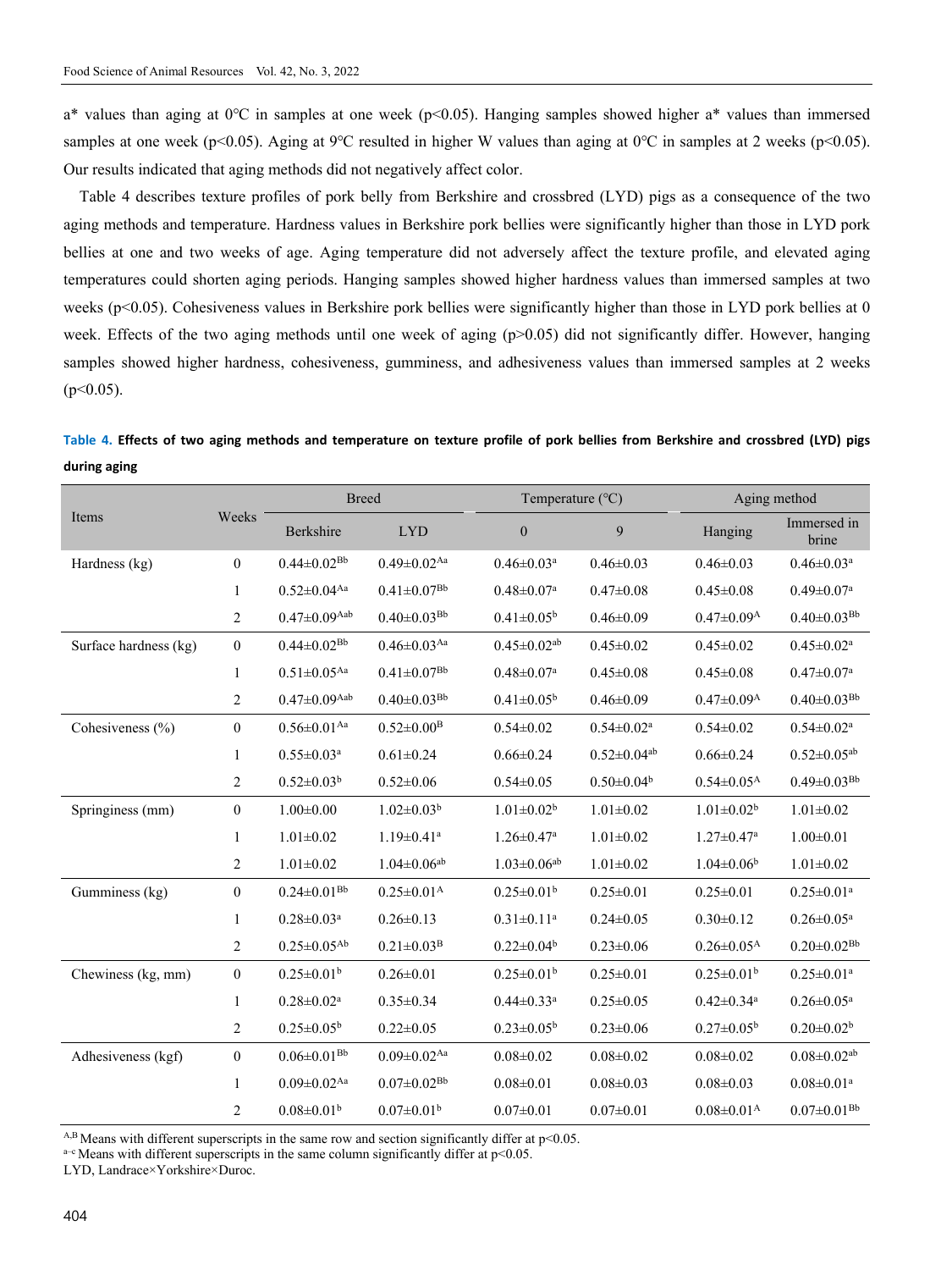a* values than aging at 0℃ in samples at one week ($p<0.05$). Hanging samples showed higher a* values than immersed samples at one week ($p<0.05$). Aging at 9℃ resulted in higher W values than aging at 0℃ in samples at 2 weeks ($p<0.05$). Our results indicated that aging methods did not negatively affect color.

Table 4 describes texture profiles of pork belly from Berkshire and crossbred (LYD) pigs as a consequence of the two aging methods and temperature. Hardness values in Berkshire pork bellies were significantly higher than those in LYD pork bellies at one and two weeks of age. Aging temperature did not adversely affect the texture profile, and elevated aging temperatures could shorten aging periods. Hanging samples showed higher hardness values than immersed samples at two weeks ($p<0.05$). Cohesiveness values in Berkshire pork bellies were significantly higher than those in LYD pork bellies at 0 week. Effects of the two aging methods until one week of aging ($p>0.05$) did not significantly differ. However, hanging samples showed higher hardness, cohesiveness, gumminess, and adhesiveness values than immersed samples at 2 weeks ($p<0.05$).

**Table 4. Effects of two aging methods and temperature on texture profile of pork bellies from Berkshire and crossbred (LYD) pigs during aging**

| Items | Weeks | Breed | | Temperature (℃) | | Aging method | |
|---|---|---|---|---|---|---|---|
| | | Berkshire | LYD | 0 | 9 | Hanging | Immersed in brine |
| Hardness (kg) | 0 | 0.44±0.02$^{Bb}$ | 0.49±0.02$^{Aa}$ | 0.46±0.03$^{a}$ | 0.46±0.03 | 0.46±0.03 | 0.46±0.03$^{a}$ |
| | 1 | 0.52±0.04$^{Aa}$ | 0.41±0.07$^{Bb}$ | 0.48±0.07$^{a}$ | 0.47±0.08 | 0.45±0.08 | 0.49±0.07$^{a}$ |
| | 2 | 0.47±0.09$^{Aab}$ | 0.40±0.03$^{Bb}$ | 0.41±0.05$^{b}$ | 0.46±0.09 | 0.47±0.09$^{A}$ | 0.40±0.03$^{Bb}$ |
| Surface hardness (kg) | 0 | 0.44±0.02$^{Bb}$ | 0.46±0.03$^{Aa}$ | 0.45±0.02$^{ab}$ | 0.45±0.02 | 0.45±0.02 | 0.45±0.02$^{a}$ |
| | 1 | 0.51±0.05$^{Aa}$ | 0.41±0.07$^{Bb}$ | 0.48±0.07$^{a}$ | 0.45±0.08 | 0.45±0.08 | 0.47±0.07$^{a}$ |
| | 2 | 0.47±0.09$^{Aab}$ | 0.40±0.03$^{Bb}$ | 0.41±0.05$^{b}$ | 0.46±0.09 | 0.47±0.09$^{A}$ | 0.40±0.03$^{Bb}$ |
| Cohesiveness (%) | 0 | 0.56±0.01$^{Aa}$ | 0.52±0.00$^{B}$ | 0.54±0.02 | 0.54±0.02$^{a}$ | 0.54±0.02 | 0.54±0.02$^{a}$ |
| | 1 | 0.55±0.03$^{a}$ | 0.61±0.24 | 0.66±0.24 | 0.52±0.04$^{ab}$ | 0.66±0.24 | 0.52±0.05$^{ab}$ |
| | 2 | 0.52±0.03$^{b}$ | 0.52±0.06 | 0.54±0.05 | 0.50±0.04$^{b}$ | 0.54±0.05$^{A}$ | 0.49±0.03$^{Bb}$ |
| Springiness (mm) | 0 | 1.00±0.00 | 1.02±0.03$^{b}$ | 1.01±0.02$^{b}$ | 1.01±0.02 | 1.01±0.02$^{b}$ | 1.01±0.02 |
| | 1 | 1.01±0.02 | 1.19±0.41$^{a}$ | 1.26±0.47$^{a}$ | 1.01±0.02 | 1.27±0.47$^{a}$ | 1.00±0.01 |
| | 2 | 1.01±0.02 | 1.04±0.06$^{ab}$ | 1.03±0.06$^{ab}$ | 1.01±0.02 | 1.04±0.06$^{b}$ | 1.01±0.02 |
| Gumminess (kg) | 0 | 0.24±0.01$^{Bb}$ | 0.25±0.01$^{A}$ | 0.25±0.01$^{b}$ | 0.25±0.01 | 0.25±0.01 | 0.25±0.01$^{a}$ |
| | 1 | 0.28±0.03$^{a}$ | 0.26±0.13 | 0.31±0.11$^{a}$ | 0.24±0.05 | 0.30±0.12 | 0.26±0.05$^{a}$ |
| | 2 | 0.25±0.05$^{Ab}$ | 0.21±0.03$^{B}$ | 0.22±0.04$^{b}$ | 0.23±0.06 | 0.26±0.05$^{A}$ | 0.20±0.02$^{Bb}$ |
| Chewiness (kg, mm) | 0 | 0.25±0.01$^{b}$ | 0.26±0.01 | 0.25±0.01$^{b}$ | 0.25±0.01 | 0.25±0.01$^{b}$ | 0.25±0.01$^{a}$ |
| | 1 | 0.28±0.02$^{a}$ | 0.35±0.34 | 0.44±0.33$^{a}$ | 0.25±0.05 | 0.42±0.34$^{a}$ | 0.26±0.05$^{a}$ |
| | 2 | 0.25±0.05$^{b}$ | 0.22±0.05 | 0.23±0.05$^{b}$ | 0.23±0.06 | 0.27±0.05$^{b}$ | 0.20±0.02$^{b}$ |
| Adhesiveness (kgf) | 0 | 0.06±0.01$^{Bb}$ | 0.09±0.02$^{Aa}$ | 0.08±0.02 | 0.08±0.02 | 0.08±0.02 | 0.08±0.02$^{ab}$ |
| | 1 | 0.09±0.02$^{Aa}$ | 0.07±0.02$^{Bb}$ | 0.08±0.01 | 0.08±0.03 | 0.08±0.03 | 0.08±0.01$^{a}$ |
| | 2 | 0.08±0.01$^{b}$ | 0.07±0.01$^{b}$ | 0.07±0.01 | 0.07±0.01 | 0.08±0.01$^{A}$ | 0.07±0.01$^{Bb}$ |

A,B Means with different superscripts in the same row and section significantly differ at $p<0.05$.

a–c Means with different superscripts in the same column significantly differ at $p<0.05$.

LYD, Landrace×Yorkshire×Duroc.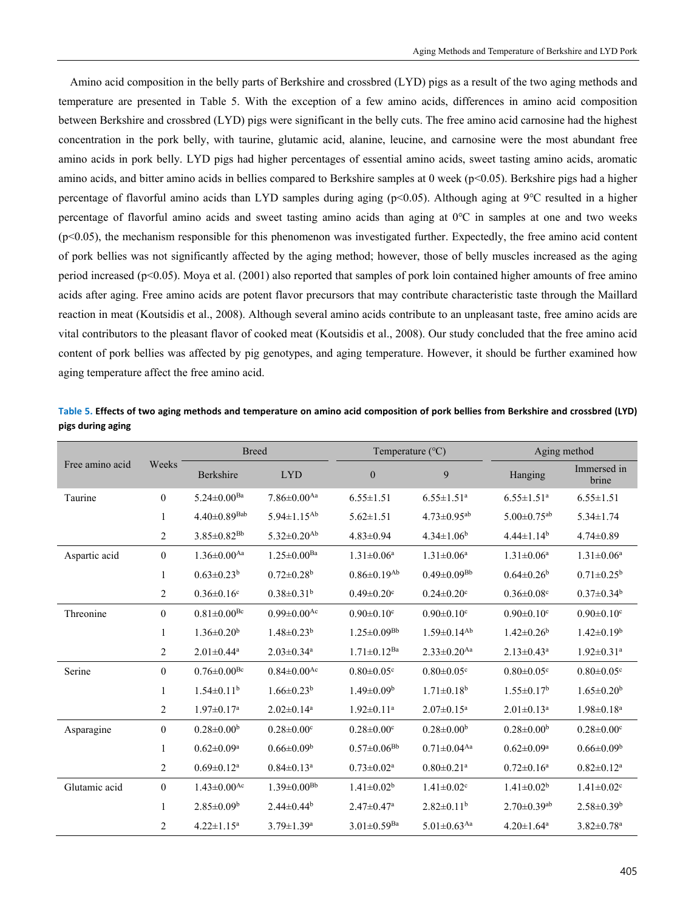Amino acid composition in the belly parts of Berkshire and crossbred (LYD) pigs as a result of the two aging methods and temperature are presented in Table 5. With the exception of a few amino acids, differences in amino acid composition between Berkshire and crossbred (LYD) pigs were significant in the belly cuts. The free amino acid carnosine had the highest concentration in the pork belly, with taurine, glutamic acid, alanine, leucine, and carnosine were the most abundant free amino acids in pork belly. LYD pigs had higher percentages of essential amino acids, sweet tasting amino acids, aromatic amino acids, and bitter amino acids in bellies compared to Berkshire samples at 0 week ($p<0.05$). Berkshire pigs had a higher percentage of flavorful amino acids than LYD samples during aging ($p<0.05$). Although aging at 9°C resulted in a higher percentage of flavorful amino acids and sweet tasting amino acids than aging at 0°C in samples at one and two weeks ($p<0.05$), the mechanism responsible for this phenomenon was investigated further. Expectedly, the free amino acid content of pork bellies was not significantly affected by the aging method; however, those of belly muscles increased as the aging period increased ($p<0.05$). Moya et al. (2001) also reported that samples of pork loin contained higher amounts of free amino acids after aging. Free amino acids are potent flavor precursors that may contribute characteristic taste through the Maillard reaction in meat (Koutsidis et al., 2008). Although several amino acids contribute to an unpleasant taste, free amino acids are vital contributors to the pleasant flavor of cooked meat (Koutsidis et al., 2008). Our study concluded that the free amino acid content of pork bellies was affected by pig genotypes, and aging temperature. However, it should be further examined how aging temperature affect the free amino acid.

**Table 5. Effects of two aging methods and temperature on amino acid composition of pork bellies from Berkshire and crossbred (LYD) pigs during aging**

| Free amino acid | Weeks | Breed | | Temperature (℃) | | Aging method | |
|---|---|---|---|---|---|---|---|
| | | Berkshire | LYD | 0 | 9 | Hanging | Immersed in brine |
| Taurine | 0 | 5.24±0.00$^{Ba}$ | 7.86±0.00$^{Aa}$ | 6.55±1.51 | 6.55±1.51$^{a}$ | 6.55±1.51$^{a}$ | 6.55±1.51 |
| | 1 | 4.40±0.89$^{Bab}$ | 5.94±1.15$^{Ab}$ | 5.62±1.51 | 4.73±0.95$^{ab}$ | 5.00±0.75$^{ab}$ | 5.34±1.74 |
| | 2 | 3.85±0.82$^{Bb}$ | 5.32±0.20$^{Ab}$ | 4.83±0.94 | 4.34±1.06$^{b}$ | 4.44±1.14$^{b}$ | 4.74±0.89 |
| Aspartic acid | 0 | 1.36±0.00$^{Aa}$ | 1.25±0.00$^{Ba}$ | 1.31±0.06$^{a}$ | 1.31±0.06$^{a}$ | 1.31±0.06$^{a}$ | 1.31±0.06$^{a}$ |
| | 1 | 0.63±0.23$^{b}$ | 0.72±0.28$^{b}$ | 0.86±0.19$^{Ab}$ | 0.49±0.09$^{Bb}$ | 0.64±0.26$^{b}$ | 0.71±0.25$^{b}$ |
| | 2 | 0.36±0.16$^{c}$ | 0.38±0.31$^{b}$ | 0.49±0.20$^{c}$ | 0.24±0.20$^{c}$ | 0.36±0.08$^{c}$ | 0.37±0.34$^{b}$ |
| Threonine | 0 | 0.81±0.00$^{Bc}$ | 0.99±0.00$^{Ac}$ | 0.90±0.10$^{c}$ | 0.90±0.10$^{c}$ | 0.90±0.10$^{c}$ | 0.90±0.10$^{c}$ |
| | 1 | 1.36±0.20$^{b}$ | 1.48±0.23$^{b}$ | 1.25±0.09$^{Bb}$ | 1.59±0.14$^{Ab}$ | 1.42±0.26$^{b}$ | 1.42±0.19$^{b}$ |
| | 2 | 2.01±0.44$^{a}$ | 2.03±0.34$^{a}$ | 1.71±0.12$^{Ba}$ | 2.33±0.20$^{Aa}$ | 2.13±0.43$^{a}$ | 1.92±0.31$^{a}$ |
| Serine | 0 | 0.76±0.00$^{Bc}$ | 0.84±0.00$^{Ac}$ | 0.80±0.05$^{c}$ | 0.80±0.05$^{c}$ | 0.80±0.05$^{c}$ | 0.80±0.05$^{c}$ |
| | 1 | 1.54±0.11$^{b}$ | 1.66±0.23$^{b}$ | 1.49±0.09$^{b}$ | 1.71±0.18$^{b}$ | 1.55±0.17$^{b}$ | 1.65±0.20$^{b}$ |
| | 2 | 1.97±0.17$^{a}$ | 2.02±0.14$^{a}$ | 1.92±0.11$^{a}$ | 2.07±0.15$^{a}$ | 2.01±0.13$^{a}$ | 1.98±0.18$^{a}$ |
| Asparagine | 0 | 0.28±0.00$^{b}$ | 0.28±0.00$^{c}$ | 0.28±0.00$^{c}$ | 0.28±0.00$^{b}$ | 0.28±0.00$^{b}$ | 0.28±0.00$^{c}$ |
| | 1 | 0.62±0.09$^{a}$ | 0.66±0.09$^{b}$ | 0.57±0.06$^{Bb}$ | 0.71±0.04$^{Aa}$ | 0.62±0.09$^{a}$ | 0.66±0.09$^{b}$ |
| | 2 | 0.69±0.12$^{a}$ | 0.84±0.13$^{a}$ | 0.73±0.02$^{a}$ | 0.80±0.21$^{a}$ | 0.72±0.16$^{a}$ | 0.82±0.12$^{a}$ |
| Glutamic acid | 0 | 1.43±0.00$^{Ac}$ | 1.39±0.00$^{Bb}$ | 1.41±0.02$^{b}$ | 1.41±0.02$^{c}$ | 1.41±0.02$^{b}$ | 1.41±0.02$^{c}$ |
| | 1 | 2.85±0.09$^{b}$ | 2.44±0.44$^{b}$ | 2.47±0.47$^{a}$ | 2.82±0.11$^{b}$ | 2.70±0.39$^{ab}$ | 2.58±0.39$^{b}$ |
| | 2 | 4.22±1.15$^{a}$ | 3.79±1.39$^{a}$ | 3.01±0.59$^{Ba}$ | 5.01±0.63$^{Aa}$ | 4.20±1.64$^{a}$ | 3.82±0.78$^{a}$ |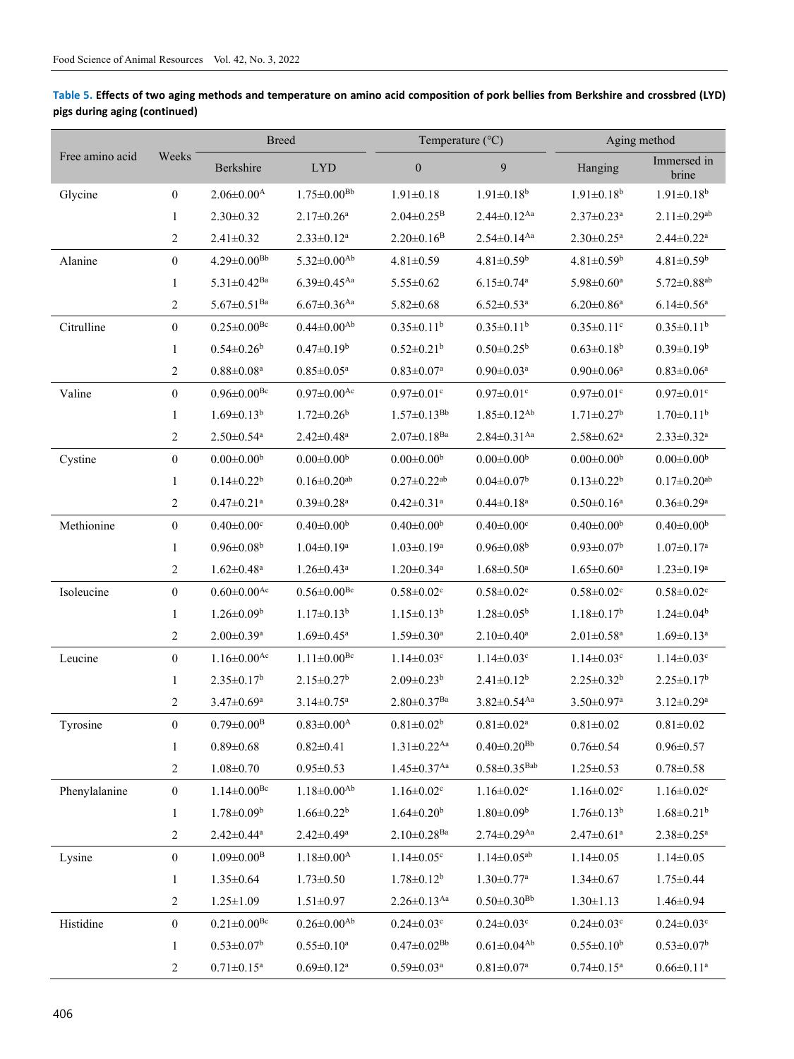**Table 5. Effects of two aging methods and temperature on amino acid composition of pork bellies from Berkshire and crossbred (LYD) pigs during aging (continued)**

| Free amino acid | Weeks | Breed | | Temperature (℃) | | Aging method | |
|---|---|---|---|---|---|---|---|
| | | Berkshire | LYD | 0 | 9 | Hanging | Immersed in brine |
| Glycine | 0 | 2.06±0.00[A] | 1.75±0.00[Bb] | 1.91±0.18 | 1.91±0.18[b] | 1.91±0.18[b] | 1.91±0.18[b] |
| | 1 | 2.30±0.32 | 2.17±0.26[a] | 2.04±0.25[B] | 2.44±0.12[Aa] | 2.37±0.23[a] | 2.11±0.29[ab] |
| | 2 | 2.41±0.32 | 2.33±0.12[a] | 2.20±0.16[B] | 2.54±0.14[Aa] | 2.30±0.25[a] | 2.44±0.22[a] |
| Alanine | 0 | 4.29±0.00[Bb] | 5.32±0.00[Ab] | 4.81±0.59 | 4.81±0.59[b] | 4.81±0.59[b] | 4.81±0.59[b] |
| | 1 | 5.31±0.42[Ba] | 6.39±0.45[Aa] | 5.55±0.62 | 6.15±0.74[a] | 5.98±0.60[a] | 5.72±0.88[ab] |
| | 2 | 5.67±0.51[Ba] | 6.67±0.36[Aa] | 5.82±0.68 | 6.52±0.53[a] | 6.20±0.86[a] | 6.14±0.56[a] |
| Citrulline | 0 | 0.25±0.00[Bc] | 0.44±0.00[Ab] | 0.35±0.11[b] | 0.35±0.11[b] | 0.35±0.11[c] | 0.35±0.11[b] |
| | 1 | 0.54±0.26[b] | 0.47±0.19[b] | 0.52±0.21[b] | 0.50±0.25[b] | 0.63±0.18[b] | 0.39±0.19[b] |
| | 2 | 0.88±0.08[a] | 0.85±0.05[a] | 0.83±0.07[a] | 0.90±0.03[a] | 0.90±0.06[a] | 0.83±0.06[a] |
| Valine | 0 | 0.96±0.00[Bc] | 0.97±0.00[Ac] | 0.97±0.01[c] | 0.97±0.01[c] | 0.97±0.01[c] | 0.97±0.01[c] |
| | 1 | 1.69±0.13[b] | 1.72±0.26[b] | 1.57±0.13[Bb] | 1.85±0.12[Ab] | 1.71±0.27[b] | 1.70±0.11[b] |
| | 2 | 2.50±0.54[a] | 2.42±0.48[a] | 2.07±0.18[Ba] | 2.84±0.31[Aa] | 2.58±0.62[a] | 2.33±0.32[a] |
| Cystine | 0 | 0.00±0.00[b] | 0.00±0.00[b] | 0.00±0.00[b] | 0.00±0.00[b] | 0.00±0.00[b] | 0.00±0.00[b] |
| | 1 | 0.14±0.22[b] | 0.16±0.20[ab] | 0.27±0.22[ab] | 0.04±0.07[b] | 0.13±0.22[b] | 0.17±0.20[ab] |
| | 2 | 0.47±0.21[a] | 0.39±0.28[a] | 0.42±0.31[a] | 0.44±0.18[a] | 0.50±0.16[a] | 0.36±0.29[a] |
| Methionine | 0 | 0.40±0.00[c] | 0.40±0.00[b] | 0.40±0.00[b] | 0.40±0.00[c] | 0.40±0.00[b] | 0.40±0.00[b] |
| | 1 | 0.96±0.08[b] | 1.04±0.19[a] | 1.03±0.19[a] | 0.96±0.08[b] | 0.93±0.07[b] | 1.07±0.17[a] |
| | 2 | 1.62±0.48[a] | 1.26±0.43[a] | 1.20±0.34[a] | 1.68±0.50[a] | 1.65±0.60[a] | 1.23±0.19[a] |
| Isoleucine | 0 | 0.60±0.00[Ac] | 0.56±0.00[Bc] | 0.58±0.02[c] | 0.58±0.02[c] | 0.58±0.02[c] | 0.58±0.02[c] |
| | 1 | 1.26±0.09[b] | 1.17±0.13[b] | 1.15±0.13[b] | 1.28±0.05[b] | 1.18±0.17[b] | 1.24±0.04[b] |
| | 2 | 2.00±0.39[a] | 1.69±0.45[a] | 1.59±0.30[a] | 2.10±0.40[a] | 2.01±0.58[a] | 1.69±0.13[a] |
| Leucine | 0 | 1.16±0.00[Ac] | 1.11±0.00[Bc] | 1.14±0.03[c] | 1.14±0.03[c] | 1.14±0.03[c] | 1.14±0.03[c] |
| | 1 | 2.35±0.17[b] | 2.15±0.27[b] | 2.09±0.23[b] | 2.41±0.12[b] | 2.25±0.32[b] | 2.25±0.17[b] |
| | 2 | 3.47±0.69[a] | 3.14±0.75[a] | 2.80±0.37[Ba] | 3.82±0.54[Aa] | 3.50±0.97[a] | 3.12±0.29[a] |
| Tyrosine | 0 | 0.79±0.00[B] | 0.83±0.00[A] | 0.81±0.02[b] | 0.81±0.02[a] | 0.81±0.02 | 0.81±0.02 |
| | 1 | 0.89±0.68 | 0.82±0.41 | 1.31±0.22[Aa] | 0.40±0.20[Bb] | 0.76±0.54 | 0.96±0.57 |
| | 2 | 1.08±0.70 | 0.95±0.53 | 1.45±0.37[Aa] | 0.58±0.35[Bab] | 1.25±0.53 | 0.78±0.58 |
| Phenylalanine | 0 | 1.14±0.00[Bc] | 1.18±0.00[Ab] | 1.16±0.02[c] | 1.16±0.02[c] | 1.16±0.02[c] | 1.16±0.02[c] |
| | 1 | 1.78±0.09[b] | 1.66±0.22[b] | 1.64±0.20[b] | 1.80±0.09[b] | 1.76±0.13[b] | 1.68±0.21[b] |
| | 2 | 2.42±0.44[a] | 2.42±0.49[a] | 2.10±0.28[Ba] | 2.74±0.29[Aa] | 2.47±0.61[a] | 2.38±0.25[a] |
| Lysine | 0 | 1.09±0.00[B] | 1.18±0.00[A] | 1.14±0.05[c] | 1.14±0.05[ab] | 1.14±0.05 | 1.14±0.05 |
| | 1 | 1.35±0.64 | 1.73±0.50 | 1.78±0.12[b] | 1.30±0.77[a] | 1.34±0.67 | 1.75±0.44 |
| | 2 | 1.25±1.09 | 1.51±0.97 | 2.26±0.13[Aa] | 0.50±0.30[Bb] | 1.30±1.13 | 1.46±0.94 |
| Histidine | 0 | 0.21±0.00[Bc] | 0.26±0.00[Ab] | 0.24±0.03[c] | 0.24±0.03[c] | 0.24±0.03[c] | 0.24±0.03[c] |
| | 1 | 0.53±0.07[b] | 0.55±0.10[a] | 0.47±0.02[Bb] | 0.61±0.04[Ab] | 0.55±0.10[b] | 0.53±0.07[b] |
| | 2 | 0.71±0.15[a] | 0.69±0.12[a] | 0.59±0.03[a] | 0.81±0.07[a] | 0.74±0.15[a] | 0.66±0.11[a] |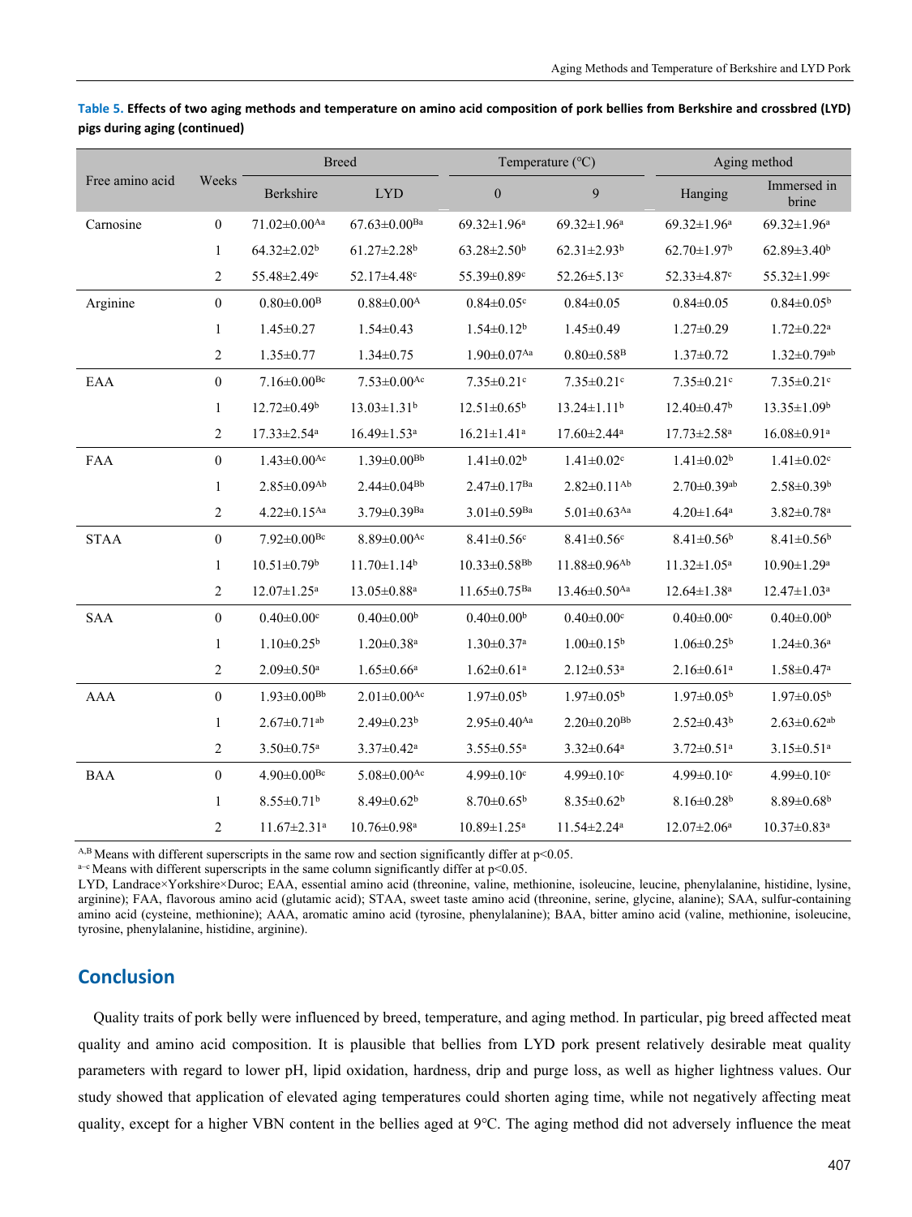**Table 5. Effects of two aging methods and temperature on amino acid composition of pork bellies from Berkshire and crossbred (LYD) pigs during aging (continued)**

| Free amino acid | Weeks | Breed | | Temperature (°C) | | Aging method | |
|---|---|---|---|---|---|---|---|
| | | Berkshire | LYD | 0 | 9 | Hanging | Immersed in brine |
| Carnosine | 0 | 71.02±0.00$^{Aa}$ | 67.63±0.00$^{Ba}$ | 69.32±1.96$^{a}$ | 69.32±1.96$^{a}$ | 69.32±1.96$^{a}$ | 69.32±1.96$^{a}$ |
| | 1 | 64.32±2.02$^{b}$ | 61.27±2.28$^{b}$ | 63.28±2.50$^{b}$ | 62.31±2.93$^{b}$ | 62.70±1.97$^{b}$ | 62.89±3.40$^{b}$ |
| | 2 | 55.48±2.49$^{c}$ | 52.17±4.48$^{c}$ | 55.39±0.89$^{c}$ | 52.26±5.13$^{c}$ | 52.33±4.87$^{c}$ | 55.32±1.99$^{c}$ |
| Arginine | 0 | 0.80±0.00$^{B}$ | 0.88±0.00$^{A}$ | 0.84±0.05$^{c}$ | 0.84±0.05 | 0.84±0.05 | 0.84±0.05$^{b}$ |
| | 1 | 1.45±0.27 | 1.54±0.43 | 1.54±0.12$^{b}$ | 1.45±0.49 | 1.27±0.29 | 1.72±0.22$^{a}$ |
| | 2 | 1.35±0.77 | 1.34±0.75 | 1.90±0.07$^{Aa}$ | 0.80±0.58$^{B}$ | 1.37±0.72 | 1.32±0.79$^{ab}$ |
| EAA | 0 | 7.16±0.00$^{Bc}$ | 7.53±0.00$^{Ac}$ | 7.35±0.21$^{c}$ | 7.35±0.21$^{c}$ | 7.35±0.21$^{c}$ | 7.35±0.21$^{c}$ |
| | 1 | 12.72±0.49$^{b}$ | 13.03±1.31$^{b}$ | 12.51±0.65$^{b}$ | 13.24±1.11$^{b}$ | 12.40±0.47$^{b}$ | 13.35±1.09$^{b}$ |
| | 2 | 17.33±2.54$^{a}$ | 16.49±1.53$^{a}$ | 16.21±1.41$^{a}$ | 17.60±2.44$^{a}$ | 17.73±2.58$^{a}$ | 16.08±0.91$^{a}$ |
| FAA | 0 | 1.43±0.00$^{Ac}$ | 1.39±0.00$^{Bb}$ | 1.41±0.02$^{b}$ | 1.41±0.02$^{c}$ | 1.41±0.02$^{b}$ | 1.41±0.02$^{c}$ |
| | 1 | 2.85±0.09$^{Ab}$ | 2.44±0.04$^{Bb}$ | 2.47±0.17$^{Ba}$ | 2.82±0.11$^{Ab}$ | 2.70±0.39$^{ab}$ | 2.58±0.39$^{b}$ |
| | 2 | 4.22±0.15$^{Aa}$ | 3.79±0.39$^{Ba}$ | 3.01±0.59$^{Ba}$ | 5.01±0.63$^{Aa}$ | 4.20±1.64$^{a}$ | 3.82±0.78$^{a}$ |
| STAA | 0 | 7.92±0.00$^{Bc}$ | 8.89±0.00$^{Ac}$ | 8.41±0.56$^{c}$ | 8.41±0.56$^{c}$ | 8.41±0.56$^{b}$ | 8.41±0.56$^{b}$ |
| | 1 | 10.51±0.79$^{b}$ | 11.70±1.14$^{b}$ | 10.33±0.58$^{Bb}$ | 11.88±0.96$^{Ab}$ | 11.32±1.05$^{a}$ | 10.90±1.29$^{a}$ |
| | 2 | 12.07±1.25$^{a}$ | 13.05±0.88$^{a}$ | 11.65±0.75$^{Ba}$ | 13.46±0.50$^{Aa}$ | 12.64±1.38$^{a}$ | 12.47±1.03$^{a}$ |
| SAA | 0 | 0.40±0.00$^{c}$ | 0.40±0.00$^{b}$ | 0.40±0.00$^{b}$ | 0.40±0.00$^{c}$ | 0.40±0.00$^{c}$ | 0.40±0.00$^{b}$ |
| | 1 | 1.10±0.25$^{b}$ | 1.20±0.38$^{a}$ | 1.30±0.37$^{a}$ | 1.00±0.15$^{b}$ | 1.06±0.25$^{b}$ | 1.24±0.36$^{a}$ |
| | 2 | 2.09±0.50$^{a}$ | 1.65±0.66$^{a}$ | 1.62±0.61$^{a}$ | 2.12±0.53$^{a}$ | 2.16±0.61$^{a}$ | 1.58±0.47$^{a}$ |
| AAA | 0 | 1.93±0.00$^{Bb}$ | 2.01±0.00$^{Ac}$ | 1.97±0.05$^{b}$ | 1.97±0.05$^{b}$ | 1.97±0.05$^{b}$ | 1.97±0.05$^{b}$ |
| | 1 | 2.67±0.71$^{ab}$ | 2.49±0.23$^{b}$ | 2.95±0.40$^{Aa}$ | 2.20±0.20$^{Bb}$ | 2.52±0.43$^{b}$ | 2.63±0.62$^{ab}$ |
| | 2 | 3.50±0.75$^{a}$ | 3.37±0.42$^{a}$ | 3.55±0.55$^{a}$ | 3.32±0.64$^{a}$ | 3.72±0.51$^{a}$ | 3.15±0.51$^{a}$ |
| BAA | 0 | 4.90±0.00$^{Bc}$ | 5.08±0.00$^{Ac}$ | 4.99±0.10$^{c}$ | 4.99±0.10$^{c}$ | 4.99±0.10$^{c}$ | 4.99±0.10$^{c}$ |
| | 1 | 8.55±0.71$^{b}$ | 8.49±0.62$^{b}$ | 8.70±0.65$^{b}$ | 8.35±0.62$^{b}$ | 8.16±0.28$^{b}$ | 8.89±0.68$^{b}$ |
| | 2 | 11.67±2.31$^{a}$ | 10.76±0.98$^{a}$ | 10.89±1.25$^{a}$ | 11.54±2.24$^{a}$ | 12.07±2.06$^{a}$ | 10.37±0.83$^{a}$ |

A,B Means with different superscripts in the same row and section significantly differ at p<0.05.

a–c Means with different superscripts in the same column significantly differ at p<0.05.

LYD, Landrace×Yorkshire×Duroc; EAA, essential amino acid (threonine, valine, methionine, isoleucine, leucine, phenylalanine, histidine, lysine, arginine); FAA, flavorous amino acid (glutamic acid); STAA, sweet taste amino acid (threonine, serine, glycine, alanine); SAA, sulfur-containing amino acid (cysteine, methionine); AAA, aromatic amino acid (tyrosine, phenylalanine); BAA, bitter amino acid (valine, methionine, isoleucine, tyrosine, phenylalanine, histidine, arginine).

## Conclusion

Quality traits of pork belly were influenced by breed, temperature, and aging method. In particular, pig breed affected meat quality and amino acid composition. It is plausible that bellies from LYD pork present relatively desirable meat quality parameters with regard to lower pH, lipid oxidation, hardness, drip and purge loss, as well as higher lightness values. Our study showed that application of elevated aging temperatures could shorten aging time, while not negatively affecting meat quality, except for a higher VBN content in the bellies aged at 9°C. The aging method did not adversely influence the meat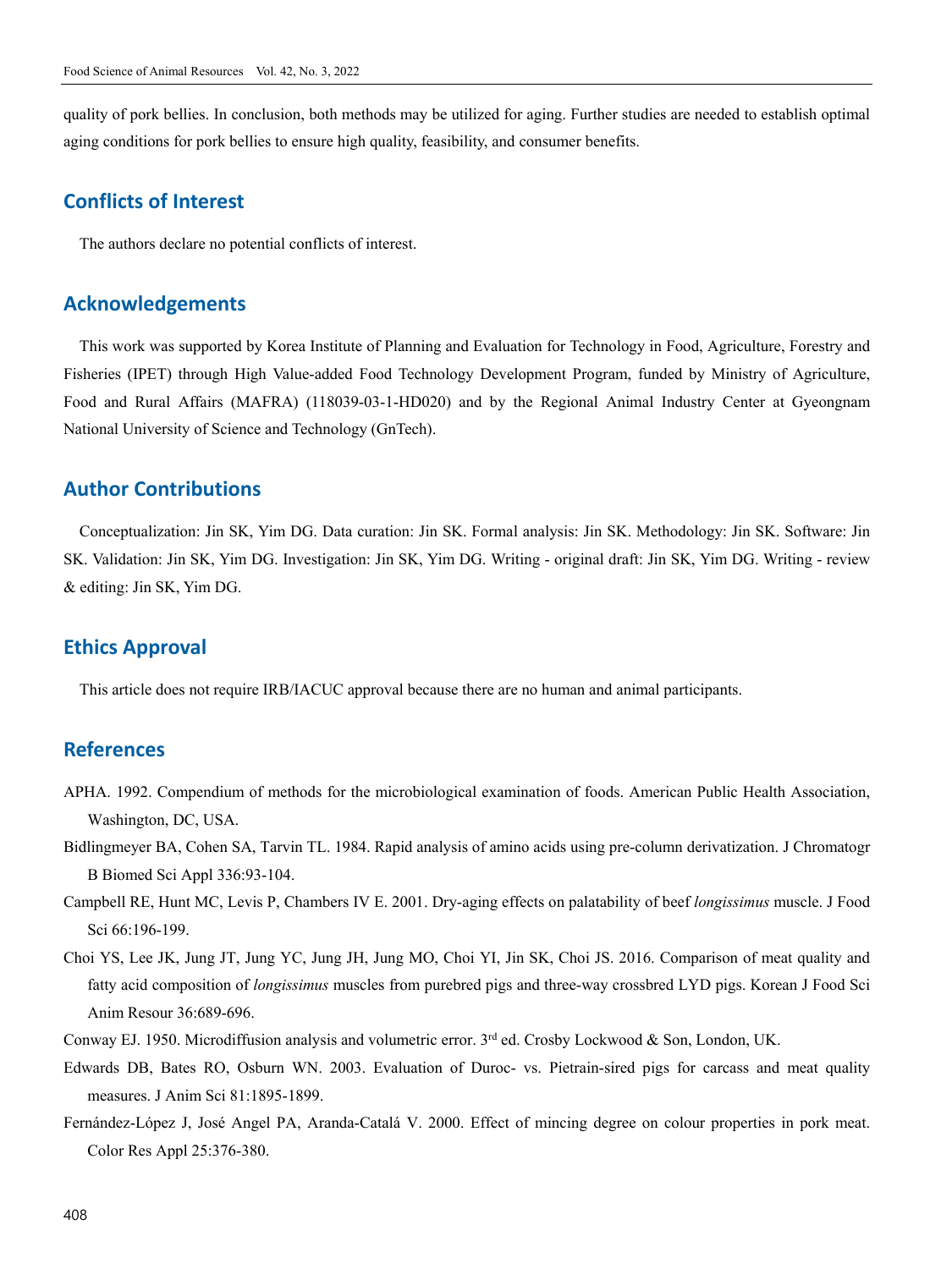quality of pork bellies. In conclusion, both methods may be utilized for aging. Further studies are needed to establish optimal aging conditions for pork bellies to ensure high quality, feasibility, and consumer benefits.

## Conflicts of Interest

The authors declare no potential conflicts of interest.

## Acknowledgements

This work was supported by Korea Institute of Planning and Evaluation for Technology in Food, Agriculture, Forestry and Fisheries (IPET) through High Value-added Food Technology Development Program, funded by Ministry of Agriculture, Food and Rural Affairs (MAFRA) (118039-03-1-HD020) and by the Regional Animal Industry Center at Gyeongnam National University of Science and Technology (GnTech).

## Author Contributions

Conceptualization: Jin SK, Yim DG. Data curation: Jin SK. Formal analysis: Jin SK. Methodology: Jin SK. Software: Jin SK. Validation: Jin SK, Yim DG. Investigation: Jin SK, Yim DG. Writing - original draft: Jin SK, Yim DG. Writing - review & editing: Jin SK, Yim DG.

## Ethics Approval

This article does not require IRB/IACUC approval because there are no human and animal participants.

## References

APHA. 1992. Compendium of methods for the microbiological examination of foods. American Public Health Association, Washington, DC, USA.

Bidlingmeyer BA, Cohen SA, Tarvin TL. 1984. Rapid analysis of amino acids using pre-column derivatization. J Chromatogr B Biomed Sci Appl 336:93-104.

Campbell RE, Hunt MC, Levis P, Chambers IV E. 2001. Dry-aging effects on palatability of beef *longissimus* muscle. J Food Sci 66:196-199.

Choi YS, Lee JK, Jung JT, Jung YC, Jung JH, Jung MO, Choi YI, Jin SK, Choi JS. 2016. Comparison of meat quality and fatty acid composition of *longissimus* muscles from purebred pigs and three-way crossbred LYD pigs. Korean J Food Sci Anim Resour 36:689-696.

Conway EJ. 1950. Microdiffusion analysis and volumetric error. 3rd ed. Crosby Lockwood & Son, London, UK.

Edwards DB, Bates RO, Osburn WN. 2003. Evaluation of Duroc- vs. Pietrain-sired pigs for carcass and meat quality measures. J Anim Sci 81:1895-1899.

Fernández-López J, José Angel PA, Aranda-Catalá V. 2000. Effect of mincing degree on colour properties in pork meat. Color Res Appl 25:376-380.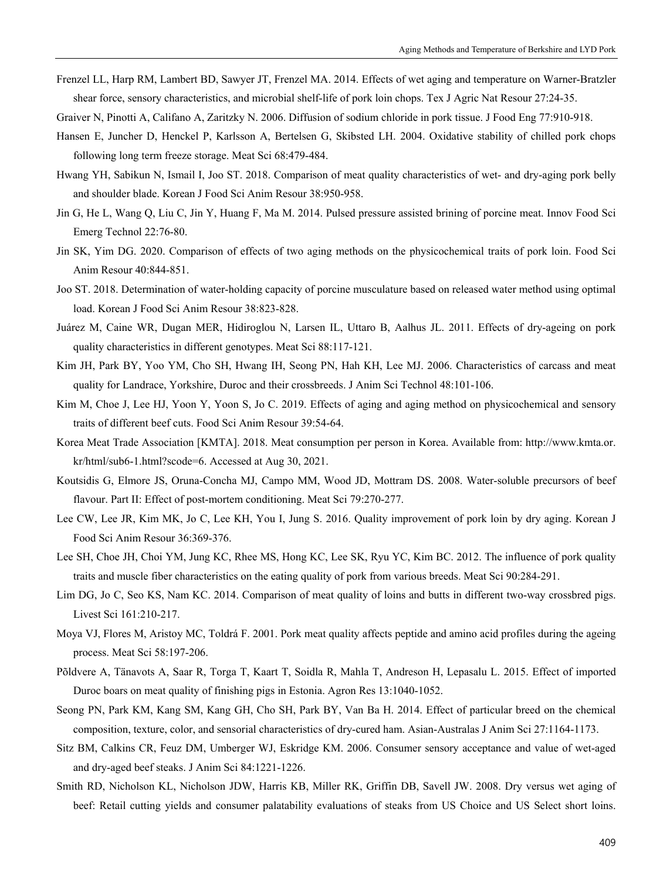Frenzel LL, Harp RM, Lambert BD, Sawyer JT, Frenzel MA. 2014. Effects of wet aging and temperature on Warner-Bratzler shear force, sensory characteristics, and microbial shelf-life of pork loin chops. Tex J Agric Nat Resour 27:24-35.

Graiver N, Pinotti A, Califano A, Zaritzky N. 2006. Diffusion of sodium chloride in pork tissue. J Food Eng 77:910-918.

Hansen E, Juncher D, Henckel P, Karlsson A, Bertelsen G, Skibsted LH. 2004. Oxidative stability of chilled pork chops following long term freeze storage. Meat Sci 68:479-484.

Hwang YH, Sabikun N, Ismail I, Joo ST. 2018. Comparison of meat quality characteristics of wet- and dry-aging pork belly and shoulder blade. Korean J Food Sci Anim Resour 38:950-958.

Jin G, He L, Wang Q, Liu C, Jin Y, Huang F, Ma M. 2014. Pulsed pressure assisted brining of porcine meat. Innov Food Sci Emerg Technol 22:76-80.

Jin SK, Yim DG. 2020. Comparison of effects of two aging methods on the physicochemical traits of pork loin. Food Sci Anim Resour 40:844-851.

Joo ST. 2018. Determination of water-holding capacity of porcine musculature based on released water method using optimal load. Korean J Food Sci Anim Resour 38:823-828.

Juárez M, Caine WR, Dugan MER, Hidiroglou N, Larsen IL, Uttaro B, Aalhus JL. 2011. Effects of dry-ageing on pork quality characteristics in different genotypes. Meat Sci 88:117-121.

Kim JH, Park BY, Yoo YM, Cho SH, Hwang IH, Seong PN, Hah KH, Lee MJ. 2006. Characteristics of carcass and meat quality for Landrace, Yorkshire, Duroc and their crossbreeds. J Anim Sci Technol 48:101-106.

Kim M, Choe J, Lee HJ, Yoon Y, Yoon S, Jo C. 2019. Effects of aging and aging method on physicochemical and sensory traits of different beef cuts. Food Sci Anim Resour 39:54-64.

Korea Meat Trade Association [KMTA]. 2018. Meat consumption per person in Korea. Available from: http://www.kmta.or.kr/html/sub6-1.html?scode=6. Accessed at Aug 30, 2021.

Koutsidis G, Elmore JS, Oruna-Concha MJ, Campo MM, Wood JD, Mottram DS. 2008. Water-soluble precursors of beef flavour. Part II: Effect of post-mortem conditioning. Meat Sci 79:270-277.

Lee CW, Lee JR, Kim MK, Jo C, Lee KH, You I, Jung S. 2016. Quality improvement of pork loin by dry aging. Korean J Food Sci Anim Resour 36:369-376.

Lee SH, Choe JH, Choi YM, Jung KC, Rhee MS, Hong KC, Lee SK, Ryu YC, Kim BC. 2012. The influence of pork quality traits and muscle fiber characteristics on the eating quality of pork from various breeds. Meat Sci 90:284-291.

Lim DG, Jo C, Seo KS, Nam KC. 2014. Comparison of meat quality of loins and butts in different two-way crossbred pigs. Livest Sci 161:210-217.

Moya VJ, Flores M, Aristoy MC, Toldrá F. 2001. Pork meat quality affects peptide and amino acid profiles during the ageing process. Meat Sci 58:197-206.

Põldvere A, Tänavots A, Saar R, Torga T, Kaart T, Soidla R, Mahla T, Andreson H, Lepasalu L. 2015. Effect of imported Duroc boars on meat quality of finishing pigs in Estonia. Agron Res 13:1040-1052.

Seong PN, Park KM, Kang SM, Kang GH, Cho SH, Park BY, Van Ba H. 2014. Effect of particular breed on the chemical composition, texture, color, and sensorial characteristics of dry-cured ham. Asian-Australas J Anim Sci 27:1164-1173.

Sitz BM, Calkins CR, Feuz DM, Umberger WJ, Eskridge KM. 2006. Consumer sensory acceptance and value of wet-aged and dry-aged beef steaks. J Anim Sci 84:1221-1226.

Smith RD, Nicholson KL, Nicholson JDW, Harris KB, Miller RK, Griffin DB, Savell JW. 2008. Dry versus wet aging of beef: Retail cutting yields and consumer palatability evaluations of steaks from US Choice and US Select short loins.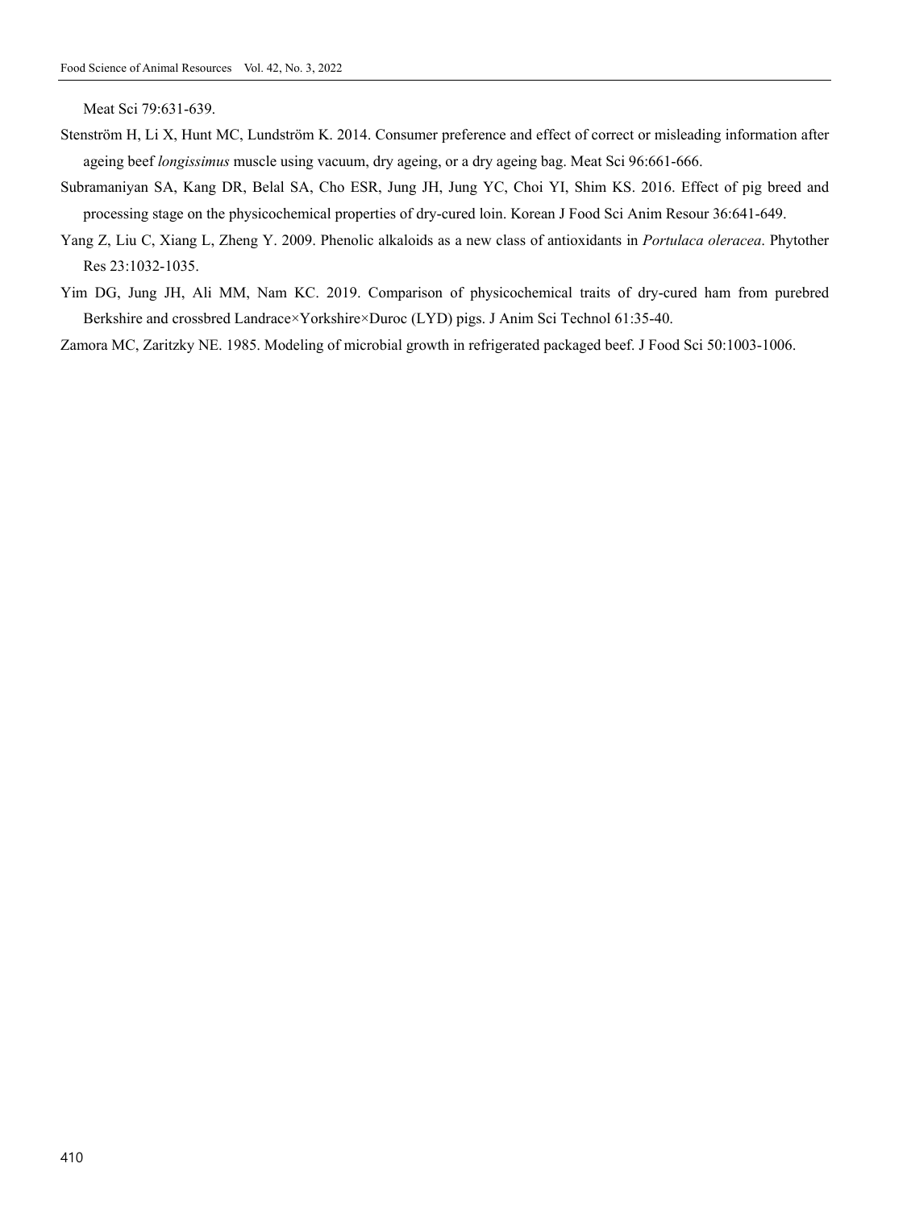Meat Sci 79:631-639.

Stenström H, Li X, Hunt MC, Lundström K. 2014. Consumer preference and effect of correct or misleading information after ageing beef *longissimus* muscle using vacuum, dry ageing, or a dry ageing bag. Meat Sci 96:661-666.

Subramaniyan SA, Kang DR, Belal SA, Cho ESR, Jung JH, Jung YC, Choi YI, Shim KS. 2016. Effect of pig breed and processing stage on the physicochemical properties of dry-cured loin. Korean J Food Sci Anim Resour 36:641-649.

Yang Z, Liu C, Xiang L, Zheng Y. 2009. Phenolic alkaloids as a new class of antioxidants in *Portulaca oleracea*. Phytother Res 23:1032-1035.

Yim DG, Jung JH, Ali MM, Nam KC. 2019. Comparison of physicochemical traits of dry-cured ham from purebred Berkshire and crossbred Landrace×Yorkshire×Duroc (LYD) pigs. J Anim Sci Technol 61:35-40.

Zamora MC, Zaritzky NE. 1985. Modeling of microbial growth in refrigerated packaged beef. J Food Sci 50:1003-1006.